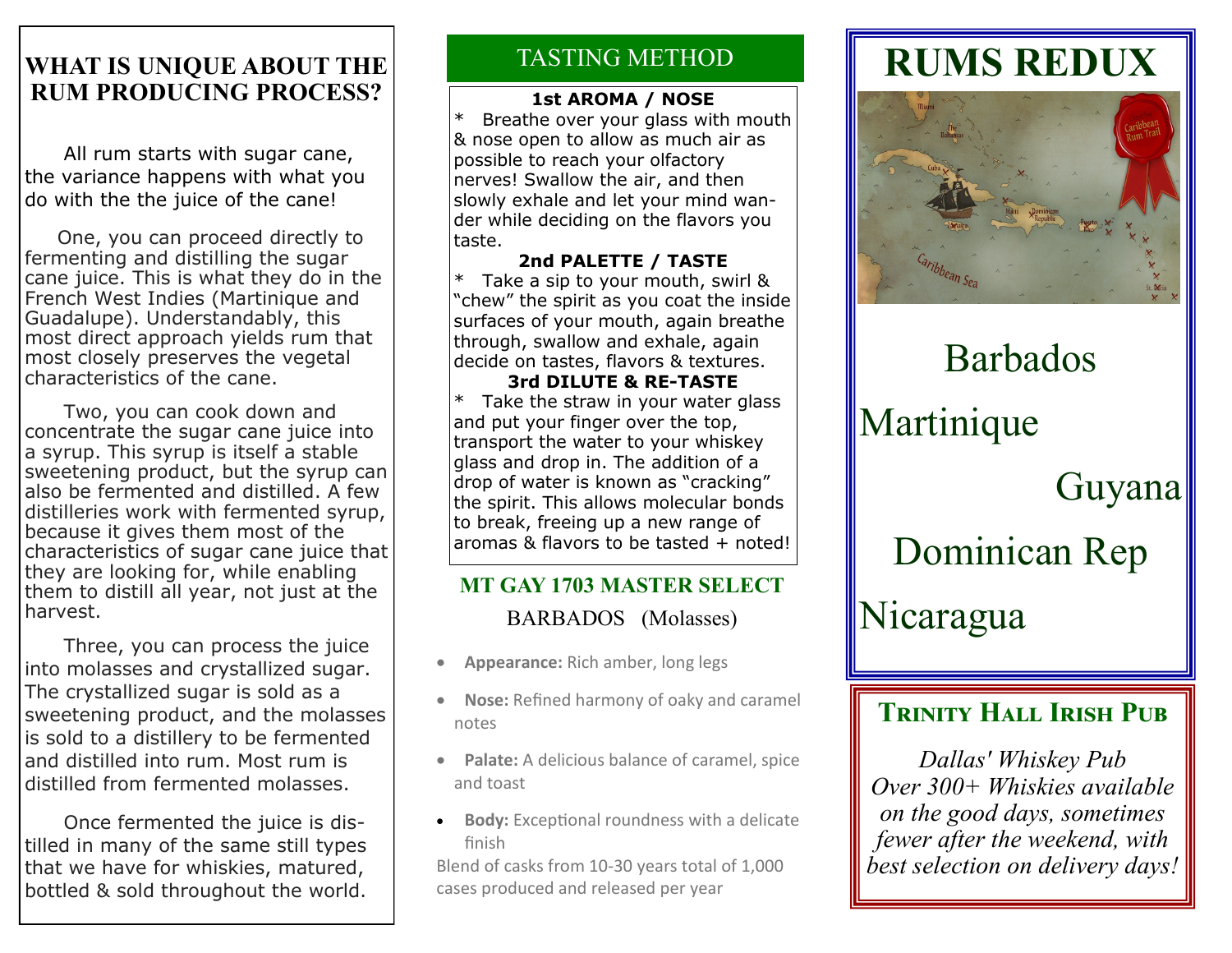## WHAT IS UNIQUE ABOUT THE RUM PRODUCING PROCESS?

All rum starts with sugar cane, the variance happens with what you do with the the juice of the cane!

One, you can proceed directly to fermenting and distilling the sugar cane juice. This is what they do in the French West Indies (Martinique and Guadalupe). Understandably, this most direct approach yields rum that most closely preserves the vegetal characteristics of the cane.

Two, you can cook down and concentrate the sugar cane juice into a syrup. This syrup is itself a stable sweetening product, but the syrup can also be fermented and distilled. A few distilleries work with fermented syrup, because it gives them most of the characteristics of sugar cane juice that they are looking for, while enabling them to distill all year, not just at the harvest.

Three, you can process the juice into molasses and crystallized sugar. The crystallized sugar is sold as a sweetening product, and the molasses is sold to a distillery to be fermented and distilled into rum. Most rum is distilled from fermented molasses.

Once fermented the juice is distilled in many of the same still types that we have for whiskies, matured, bottled & sold throughout the world.

## TASTING METHOD

**1st AROMA / NOSE**

* Breathe over your glass with mouth & nose open to allow as much air as possible to reach your olfactory nerves! Swallow the air, and then slowly exhale and let your mind wander while deciding on the flavors you taste.

**2nd PALETTE / TASTE**

* Take a sip to your mouth, swirl & "chew" the spirit as you coat the inside surfaces of your mouth, again breathe through, swallow and exhale, again decide on tastes, flavors & textures.

**3rd DILUTE & RE-TASTE**

* Take the straw in your water glass and put your finger over the top, transport the water to your whiskey glass and drop in. The addition of a drop of water is known as "cracking" the spirit. This allows molecular bonds to break, freeing up a new range of aromas & flavors to be tasted + noted!

### MT GAY 1703 MASTER SELECT

BARBADOS (Molasses)

- **Appearance:** Rich amber, long legs
- **Nose:** Refined harmony of oaky and caramel notes
- **Palate:** A delicious balance of caramel, spice and toast
- **Body:** Exceptional roundness with a delicate finish

Blend of casks from 10-30 years total of 1,000 cases produced and released per year

# RUMS REDUX

Barbados

Martinique

Guyana

Dominican Rep

Nicaragua

## TRINITY HALL IRISH PUB

*Dallas' Whiskey Pub Over 300+ Whiskies available on the good days, sometimes fewer after the weekend, with best selection on delivery days!*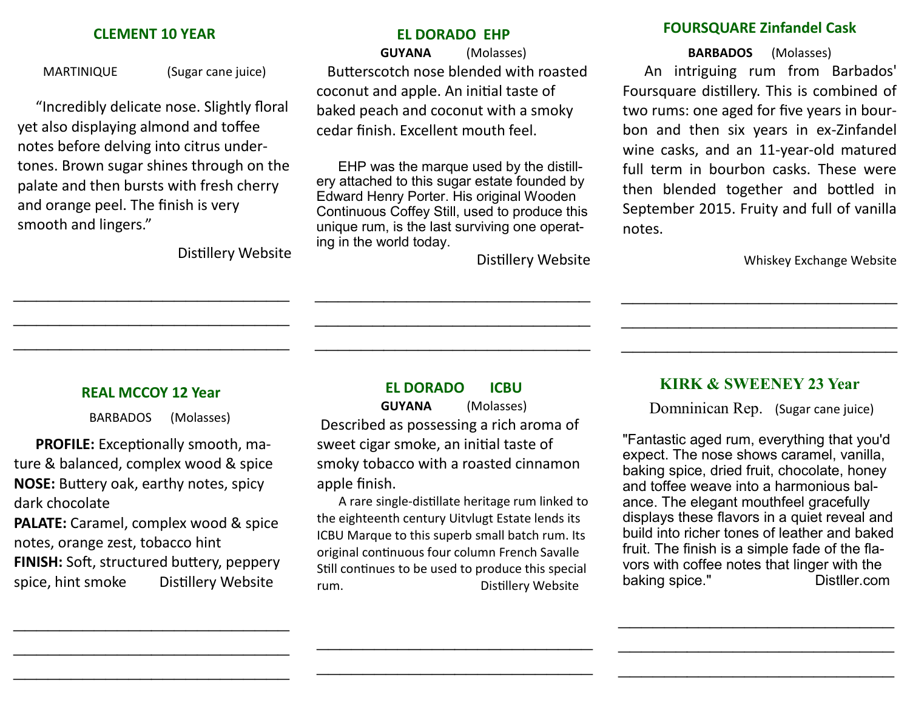## CLEMENT 10 YEAR

MARTINIQUE (Sugar cane juice)

"Incredibly delicate nose. Slightly floral yet also displaying almond and toffee notes before delving into citrus undertones. Brown sugar shines through on the palate and then bursts with fresh cherry and orange peel. The finish is very smooth and lingers."

Distillery Website

\_\_\_\_\_\_\_\_\_\_\_\_\_\_\_\_\_\_\_\_\_\_\_\_\_\_\_\_\_\_\_\_\_\_\_\_\_\_

\_\_\_\_\_\_\_\_\_\_\_\_\_\_\_\_\_\_\_\_\_\_\_\_\_\_\_\_\_\_\_\_\_\_\_\_\_\_

\_\_\_\_\_\_\_\_\_\_\_\_\_\_\_\_\_\_\_\_\_\_\_\_\_\_\_\_\_\_\_\_\_\_\_\_\_\_

## EL DORADO EHP

**GUYANA** (Molasses)

Butterscotch nose blended with roasted coconut and apple. An initial taste of baked peach and coconut with a smoky cedar finish. Excellent mouth feel.

EHP was the marque used by the distillery attached to this sugar estate founded by Edward Henry Porter. His original Wooden Continuous Coffey Still, used to produce this unique rum, is the last surviving one operating in the world today.

Distillery Website

\_\_\_\_\_\_\_\_\_\_\_\_\_\_\_\_\_\_\_\_\_\_\_\_\_\_\_\_\_\_\_\_\_\_\_\_\_\_

\_\_\_\_\_\_\_\_\_\_\_\_\_\_\_\_\_\_\_\_\_\_\_\_\_\_\_\_\_\_\_\_\_\_\_\_\_\_

\_\_\_\_\_\_\_\_\_\_\_\_\_\_\_\_\_\_\_\_\_\_\_\_\_\_\_\_\_\_\_\_\_\_\_\_\_\_

## FOURSQUARE Zinfandel Cask

**BARBADOS** (Molasses)

An intriguing rum from Barbados' Foursquare distillery. This is combined of two rums: one aged for five years in bourbon and then six years in ex-Zinfandel wine casks, and an 11-year-old matured full term in bourbon casks. These were then blended together and bottled in September 2015. Fruity and full of vanilla notes.

Whiskey Exchange Website

\_\_\_\_\_\_\_\_\_\_\_\_\_\_\_\_\_\_\_\_\_\_\_\_\_\_\_\_\_\_\_\_\_\_\_\_\_\_

\_\_\_\_\_\_\_\_\_\_\_\_\_\_\_\_\_\_\_\_\_\_\_\_\_\_\_\_\_\_\_\_\_\_\_\_\_\_

\_\_\_\_\_\_\_\_\_\_\_\_\_\_\_\_\_\_\_\_\_\_\_\_\_\_\_\_\_\_\_\_\_\_\_\_\_\_

## REAL MCCOY 12 Year

BARBADOS (Molasses)

**PROFILE:** Exceptionally smooth, mature & balanced, complex wood & spice
**NOSE:** Buttery oak, earthy notes, spicy dark chocolate
**PALATE:** Caramel, complex wood & spice notes, orange zest, tobacco hint
**FINISH:** Soft, structured buttery, peppery spice, hint smoke

Distillery Website

\_\_\_\_\_\_\_\_\_\_\_\_\_\_\_\_\_\_\_\_\_\_\_\_\_\_\_\_\_\_\_\_\_\_\_\_\_\_

\_\_\_\_\_\_\_\_\_\_\_\_\_\_\_\_\_\_\_\_\_\_\_\_\_\_\_\_\_\_\_\_\_\_\_\_\_\_

\_\_\_\_\_\_\_\_\_\_\_\_\_\_\_\_\_\_\_\_\_\_\_\_\_\_\_\_\_\_\_\_\_\_\_\_\_\_

## EL DORADO ICBU

**GUYANA** (Molasses)

Described as possessing a rich aroma of sweet cigar smoke, an initial taste of smoky tobacco with a roasted cinnamon apple finish.

A rare single-distillate heritage rum linked to the eighteenth century Uitvlugt Estate lends its ICBU Marque to this superb small batch rum. Its original continuous four column French Savalle Still continues to be used to produce this special rum.

Distillery Website

\_\_\_\_\_\_\_\_\_\_\_\_\_\_\_\_\_\_\_\_\_\_\_\_\_\_\_\_\_\_\_\_\_\_\_\_\_\_

\_\_\_\_\_\_\_\_\_\_\_\_\_\_\_\_\_\_\_\_\_\_\_\_\_\_\_\_\_\_\_\_\_\_\_\_\_\_

## KIRK & SWEENEY 23 Year

Domninican Rep. (Sugar cane juice)

"Fantastic aged rum, everything that you'd expect. The nose shows caramel, vanilla, baking spice, dried fruit, chocolate, honey and toffee weave into a harmonious balance. The elegant mouthfeel gracefully displays these flavors in a quiet reveal and build into richer tones of leather and baked fruit. The finish is a simple fade of the flavors with coffee notes that linger with the baking spice."

Distler.com

\_\_\_\_\_\_\_\_\_\_\_\_\_\_\_\_\_\_\_\_\_\_\_\_\_\_\_\_\_\_\_\_\_\_\_\_\_\_

\_\_\_\_\_\_\_\_\_\_\_\_\_\_\_\_\_\_\_\_\_\_\_\_\_\_\_\_\_\_\_\_\_\_\_\_\_\_

\_\_\_\_\_\_\_\_\_\_\_\_\_\_\_\_\_\_\_\_\_\_\_\_\_\_\_\_\_\_\_\_\_\_\_\_\_\_